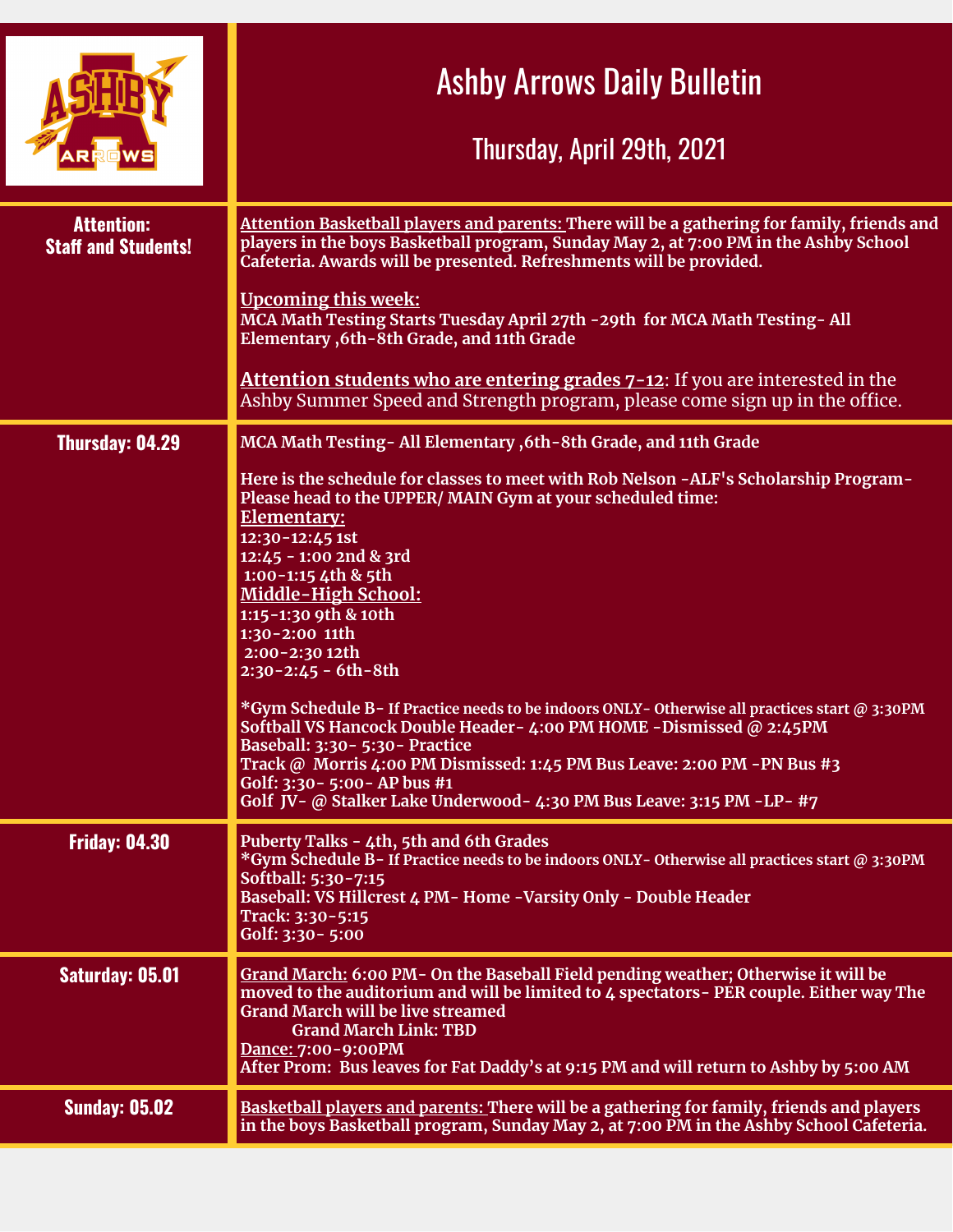# Ashby Arrows Daily Bulletin

## Thursday, April 29th, 2021

| | |
|---|---|
| **Attention: Staff and Students!** | **Attention Basketball players and parents:** There will be a gathering for family, friends and players in the boys Basketball program, Sunday May 2, at 7:00 PM in the Ashby School Cafeteria. Awards will be presented. Refreshments will be provided.<br><br>**Upcoming this week:**<br>**MCA Math Testing Starts Tuesday April 27th -29th for MCA Math Testing- All Elementary ,6th-8th Grade, and 11th Grade**<br><br>**Attention students who are entering grades 7-12**: If you are interested in the Ashby Summer Speed and Strength program, please come sign up in the office. |
| **Thursday: 04.29** | **MCA Math Testing- All Elementary ,6th-8th Grade, and 11th Grade**<br><br>**Here is the schedule for classes to meet with Rob Nelson -ALF's Scholarship Program- Please head to the UPPER/ MAIN Gym at your scheduled time:**<br>**Elementary:**<br>**12:30-12:45 1st**<br>**12:45 - 1:00 2nd & 3rd**<br>**1:00-1:15 4th & 5th**<br>**Middle-High School:**<br>**1:15-1:30 9th & 10th**<br>**1:30-2:00 11th**<br>**2:00-2:30 12th**<br>**2:30-2:45 - 6th-8th**<br><br>**\*Gym Schedule B-** If Practice needs to be indoors ONLY- Otherwise all practices start @ 3:30PM<br>**Softball VS Hancock Double Header- 4:00 PM HOME -Dismissed @ 2:45PM**<br>**Baseball: 3:30- 5:30- Practice**<br>**Track @ Morris 4:00 PM Dismissed: 1:45 PM Bus Leave: 2:00 PM -PN Bus #3**<br>**Golf: 3:30- 5:00- AP bus #1**<br>**Golf JV- @ Stalker Lake Underwood- 4:30 PM Bus Leave: 3:15 PM -LP- #7** |
| **Friday: 04.30** | **Puberty Talks - 4th, 5th and 6th Grades**<br>**\*Gym Schedule B-** If Practice needs to be indoors ONLY- Otherwise all practices start @ 3:30PM<br>**Softball: 5:30-7:15**<br>**Baseball: VS Hillcrest 4 PM- Home -Varsity Only - Double Header**<br>**Track: 3:30-5:15**<br>**Golf: 3:30- 5:00** |
| **Saturday: 05.01** | **Grand March: 6:00 PM- On the Baseball Field pending weather; Otherwise it will be moved to the auditorium and will be limited to 4 spectators- PER couple. Either way The Grand March will be live streamed**<br>**Grand March Link: TBD**<br>**Dance: 7:00-9:00PM**<br>**After Prom: Bus leaves for Fat Daddy's at 9:15 PM and will return to Ashby by 5:00 AM** |
| **Sunday: 05.02** | **Basketball players and parents: There will be a gathering for family, friends and players in the boys Basketball program, Sunday May 2, at 7:00 PM in the Ashby School Cafeteria.** |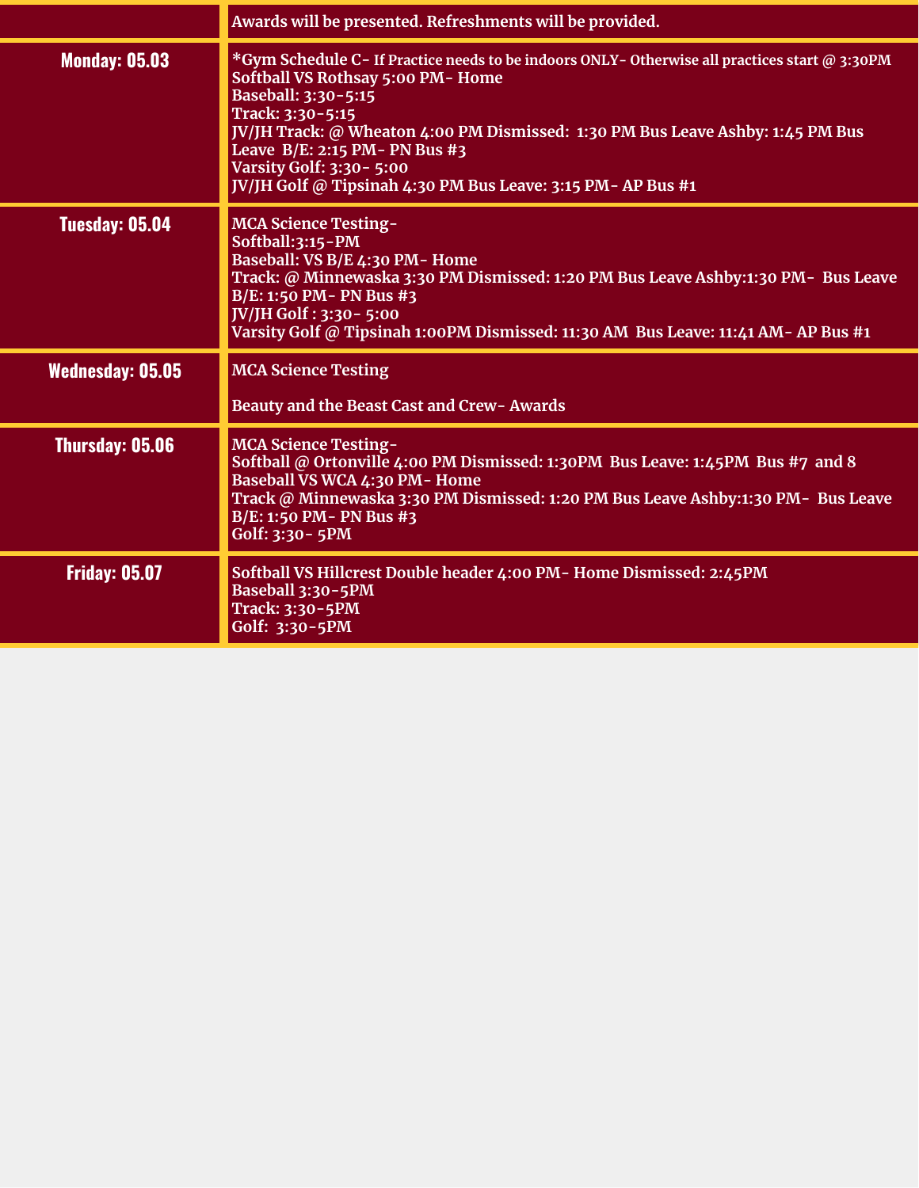| | |
|---|---|
| | **Awards will be presented. Refreshments will be provided.** |
| **Monday: 05.03** | ***Gym Schedule C- If Practice needs to be indoors ONLY- Otherwise all practices start @ 3:30PM**<br>**Softball VS Rothsay 5:00 PM- Home**<br>**Baseball: 3:30-5:15**<br>**Track: 3:30-5:15**<br>**JV/JH Track: @ Wheaton 4:00 PM Dismissed: 1:30 PM Bus Leave Ashby: 1:45 PM Bus Leave B/E: 2:15 PM- PN Bus #3**<br>**Varsity Golf: 3:30- 5:00**<br>**JV/JH Golf @ Tipsinah 4:30 PM Bus Leave: 3:15 PM- AP Bus #1** |
| **Tuesday: 05.04** | **MCA Science Testing-**<br>**Softball:3:15-PM**<br>**Baseball: VS B/E 4:30 PM- Home**<br>**Track: @ Minnewaska 3:30 PM Dismissed: 1:20 PM Bus Leave Ashby:1:30 PM- Bus Leave B/E: 1:50 PM- PN Bus #3**<br>**JV/JH Golf : 3:30- 5:00**<br>**Varsity Golf @ Tipsinah 1:00PM Dismissed: 11:30 AM Bus Leave: 11:41 AM- AP Bus #1** |
| **Wednesday: 05.05** | **MCA Science Testing**<br><br>**Beauty and the Beast Cast and Crew- Awards** |
| **Thursday: 05.06** | **MCA Science Testing-**<br>**Softball @ Ortonville 4:00 PM Dismissed: 1:30PM Bus Leave: 1:45PM Bus #7 and 8**<br>**Baseball VS WCA 4:30 PM- Home**<br>**Track @ Minnewaska 3:30 PM Dismissed: 1:20 PM Bus Leave Ashby:1:30 PM- Bus Leave B/E: 1:50 PM- PN Bus #3**<br>**Golf: 3:30- 5PM** |
| **Friday: 05.07** | **Softball VS Hillcrest Double header 4:00 PM- Home Dismissed: 2:45PM**<br>**Baseball 3:30-5PM**<br>**Track: 3:30-5PM**<br>**Golf: 3:30-5PM** |